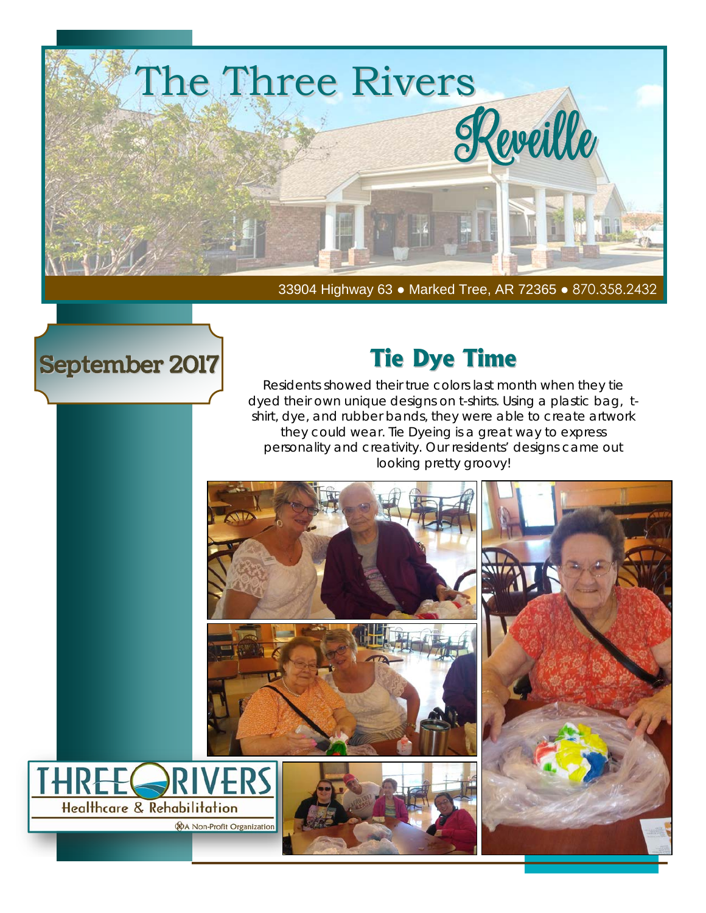# The Three Rivers Reveille

33904 Highway 63 ● Marked Tree, AR 72365 ● 870.358.2432

**September 2017**

## Tie Dye Time

Residents showed their true colors last month when they tie dyed their own unique designs on t-shirts. Using a plastic bag, t-shirt, dye, and rubber bands, they were able to create artwork they could wear. Tie Dyeing is a great way to express personality and creativity. Our residents' designs came out looking pretty groovy!

THREE RIVERS Healthcare & Rehabilitation

A Non-Profit Organization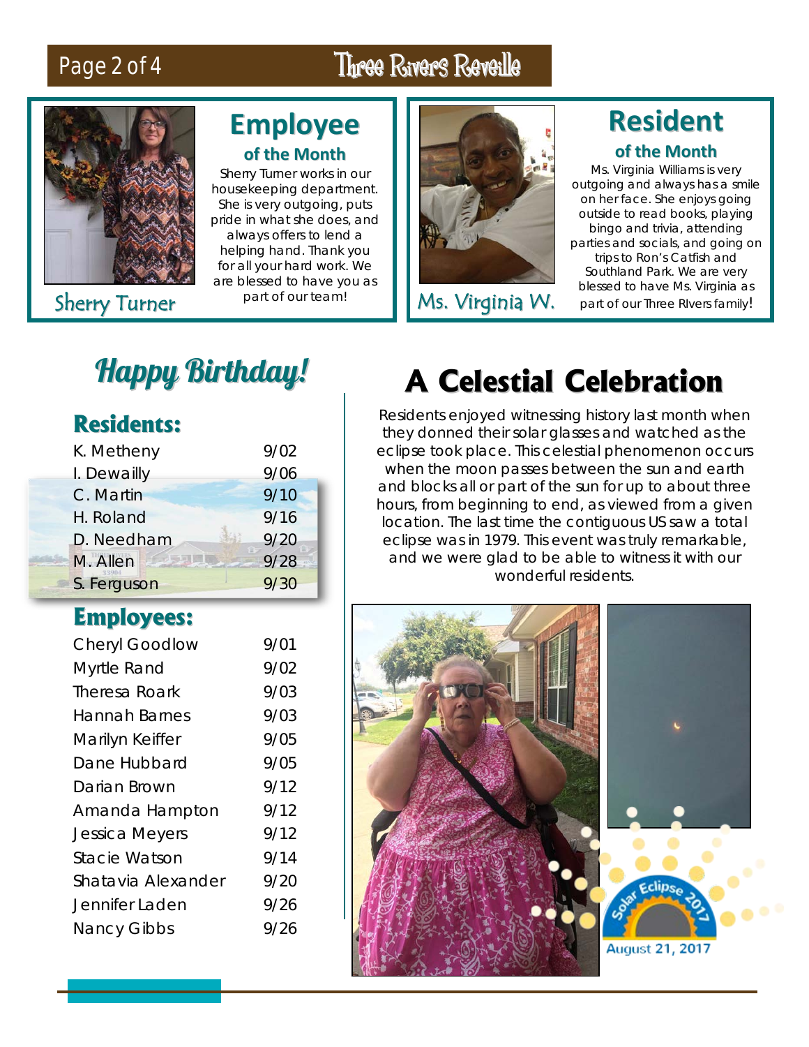## Employee of the Month

Sherry Turner

Sherry Turner works in our housekeeping department. She is very outgoing, puts pride in what she does, and always offers to lend a helping hand. Thank you for all your hard work. We are blessed to have you as part of our team!

## Resident of the Month

Ms. Virginia W.

Ms. Virginia Williams is very outgoing and always has a smile on her face. She enjoys going outside to read books, playing bingo and trivia, attending parties and socials, and going on trips to Ron's Catfish and Southland Park. We are very blessed to have Ms. Virginia as part of our Three RIvers family!

## Happy Birthday!

### Residents:

| Name | Date |
|---|---|
| K. Metheny | 9/02 |
| I. Dewailly | 9/06 |
| C. Martin | 9/10 |
| H. Roland | 9/16 |
| D. Needham | 9/20 |
| M. Allen | 9/28 |
| S. Ferguson | 9/30 |

### Employees:

| Name | Date |
|---|---|
| Cheryl Goodlow | 9/01 |
| Myrtle Rand | 9/02 |
| Theresa Roark | 9/03 |
| Hannah Barnes | 9/03 |
| Marilyn Keiffer | 9/05 |
| Dane Hubbard | 9/05 |
| Darian Brown | 9/12 |
| Amanda Hampton | 9/12 |
| Jessica Meyers | 9/12 |
| Stacie Watson | 9/14 |
| Shatavia Alexander | 9/20 |
| Jennifer Laden | 9/26 |
| Nancy Gibbs | 9/26 |

## A Celestial Celebration

Residents enjoyed witnessing history last month when they donned their solar glasses and watched as the eclipse took place. This celestial phenomenon occurs when the moon passes between the sun and earth and blocks all or part of the sun for up to about three hours, from beginning to end, as viewed from a given location. The last time the contiguous US saw a total eclipse was in 1979. This event was truly remarkable, and we were glad to be able to witness it with our wonderful residents.

Solar Eclipse 2017

August 21, 2017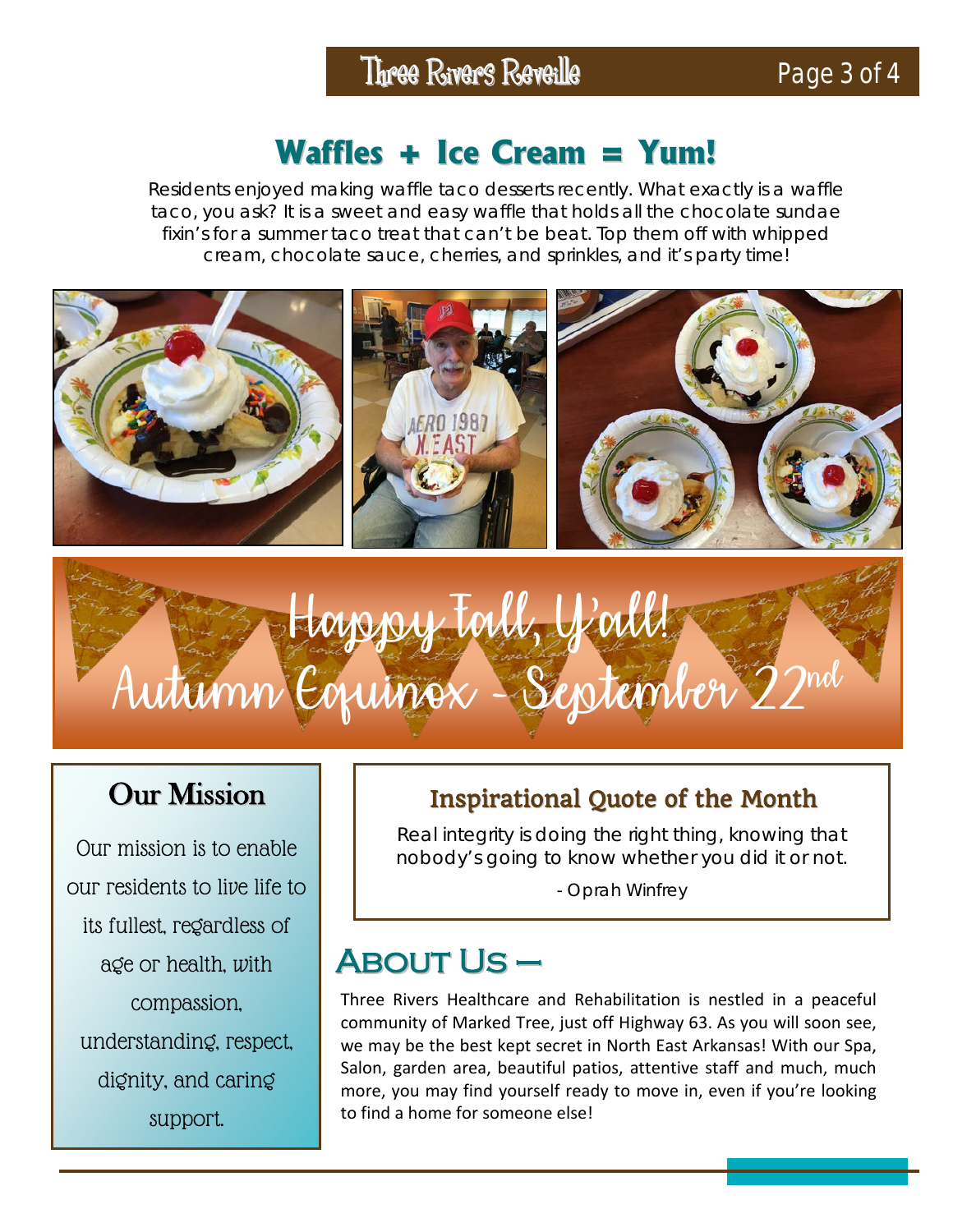## Waffles + Ice Cream = Yum!

Residents enjoyed making waffle taco desserts recently. What exactly is a waffle taco, you ask? It is a sweet and easy waffle that holds all the chocolate sundae fixin's for a summer taco treat that can't be beat. Top them off with whipped cream, chocolate sauce, cherries, and sprinkles, and it's party time!

## Happy Fall, Y'all!

## Autumn Equinox - September 22nd

### Our Mission

Our mission is to enable our residents to live life to its fullest, regardless of age or health, with compassion, understanding, respect, dignity, and caring support.

### Inspirational Quote of the Month

Real integrity is doing the right thing, knowing that nobody's going to know whether you did it or not.

- Oprah Winfrey

## About Us —

Three Rivers Healthcare and Rehabilitation is nestled in a peaceful community of Marked Tree, just off Highway 63. As you will soon see, we may be the best kept secret in North East Arkansas! With our Spa, Salon, garden area, beautiful patios, attentive staff and much, much more, you may find yourself ready to move in, even if you're looking to find a home for someone else!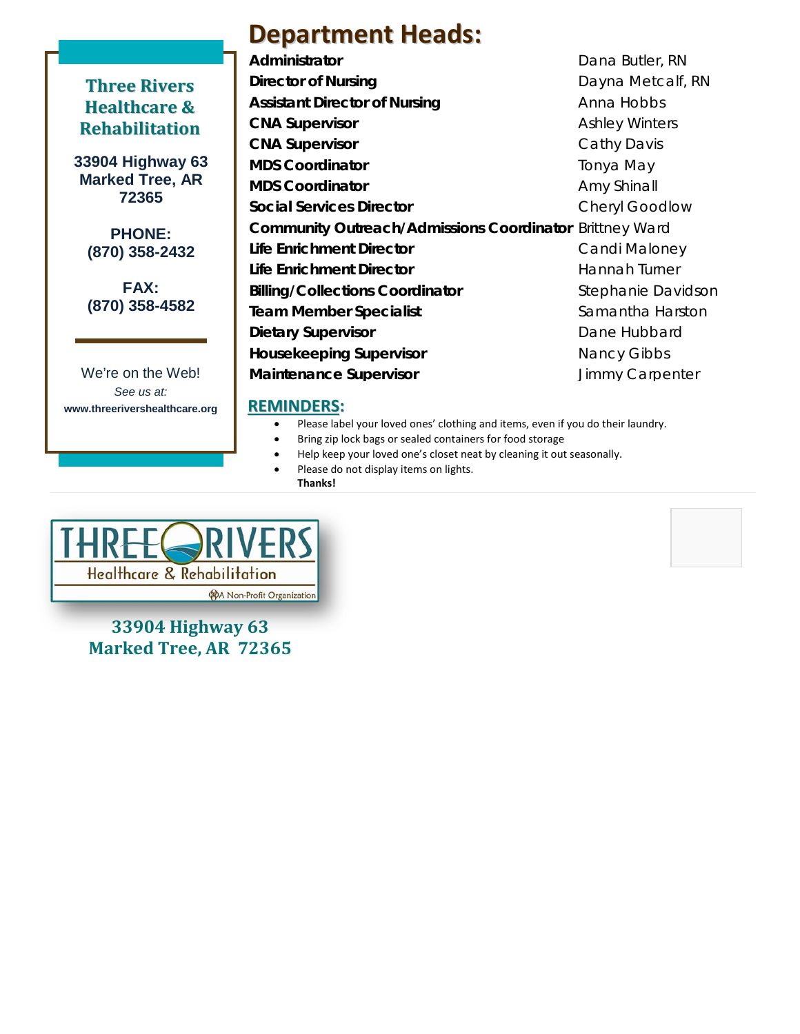**Three Rivers Healthcare & Rehabilitation**

33904 Highway 63
Marked Tree, AR
72365

PHONE:
(870) 358-2432

FAX:
(870) 358-4582

We're on the Web!
*See us at:*
**www.threerivershealthcare.org**

# Department Heads:

| | |
|---|---|
| **Administrator** | Dana Butler, RN |
| **Director of Nursing** | Dayna Metcalf, RN |
| **Assistant Director of Nursing** | Anna Hobbs |
| **CNA Supervisor** | Ashley Winters |
| **CNA Supervisor** | Cathy Davis |
| **MDS Coordinator** | Tonya May |
| **MDS Coordinator** | Amy Shinall |
| **Social Services Director** | Cheryl Goodlow |
| **Community Outreach/Admissions Coordinator** | Brittney Ward |
| **Life Enrichment Director** | Candi Maloney |
| **Life Enrichment Director** | Hannah Turner |
| **Billing/Collections Coordinator** | Stephanie Davidson |
| **Team Member Specialist** | Samantha Harston |
| **Dietary Supervisor** | Dane Hubbard |
| **Housekeeping Supervisor** | Nancy Gibbs |
| **Maintenance Supervisor** | Jimmy Carpenter |

## REMINDERS:

- Please label your loved ones' clothing and items, even if you do their laundry.
- Bring zip lock bags or sealed containers for food storage
- Help keep your loved one's closet neat by cleaning it out seasonally.
- Please do not display items on lights.

**Thanks!**

THREE RIVERS
Healthcare & Rehabilitation
A Non-Profit Organization

**33904 Highway 63**
**Marked Tree, AR 72365**